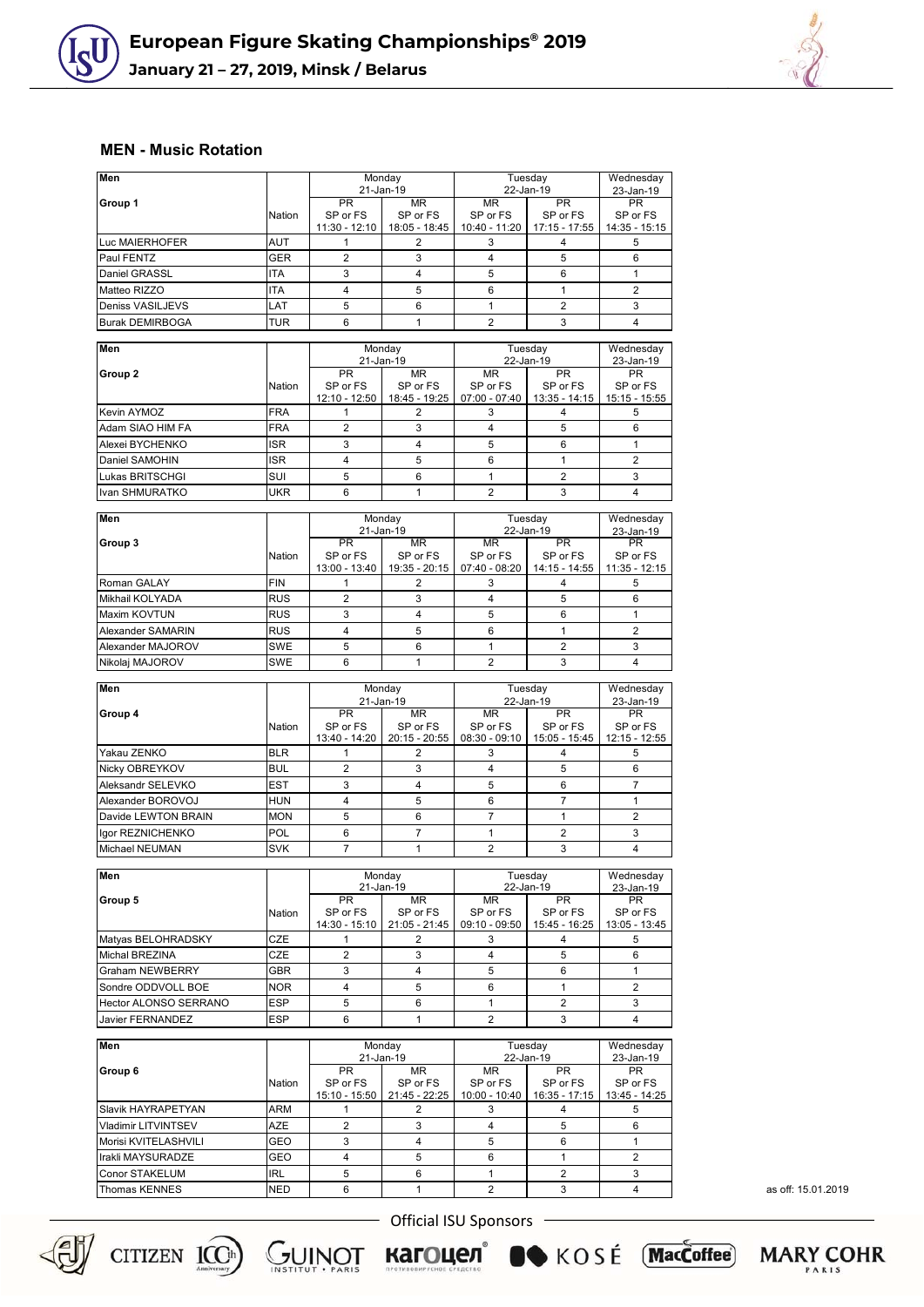# European Figure Skating Championships® 2019

**January 21 – 27, 2019, Minsk / Belarus**

## MEN - Music Rotation

| Men | | Monday 21-Jan-19 | | Tuesday 22-Jan-19 | | Wednesday 23-Jan-19 |
|---|---|---|---|---|---|---|
| **Group 1** | Nation | PR SP or FS 11:30 - 12:10 | MR SP or FS 18:05 - 18:45 | MR SP or FS 10:40 - 11:20 | PR SP or FS 17:15 - 17:55 | PR SP or FS 14:35 - 15:15 |
| Luc MAIERHOFER | AUT | 1 | 2 | 3 | 4 | 5 |
| Paul FENTZ | GER | 2 | 3 | 4 | 5 | 6 |
| Daniel GRASSL | ITA | 3 | 4 | 5 | 6 | 1 |
| Matteo RIZZO | ITA | 4 | 5 | 6 | 1 | 2 |
| Deniss VASILJEVS | LAT | 5 | 6 | 1 | 2 | 3 |
| Burak DEMIRBOGA | TUR | 6 | 1 | 2 | 3 | 4 |

| Men | | Monday 21-Jan-19 | | Tuesday 22-Jan-19 | | Wednesday 23-Jan-19 |
|---|---|---|---|---|---|---|
| **Group 2** | Nation | PR SP or FS 12:10 - 12:50 | MR SP or FS 18:45 - 19:25 | MR SP or FS 07:00 - 07:40 | PR SP or FS 13:35 - 14:15 | PR SP or FS 15:15 - 15:55 |
| Kevin AYMOZ | FRA | 1 | 2 | 3 | 4 | 5 |
| Adam SIAO HIM FA | FRA | 2 | 3 | 4 | 5 | 6 |
| Alexei BYCHENKO | ISR | 3 | 4 | 5 | 6 | 1 |
| Daniel SAMOHIN | ISR | 4 | 5 | 6 | 1 | 2 |
| Lukas BRITSCHGI | SUI | 5 | 6 | 1 | 2 | 3 |
| Ivan SHMURATKO | UKR | 6 | 1 | 2 | 3 | 4 |

| Men | | Monday 21-Jan-19 | | Tuesday 22-Jan-19 | | Wednesday 23-Jan-19 |
|---|---|---|---|---|---|---|
| **Group 3** | Nation | PR SP or FS 13:00 - 13:40 | MR SP or FS 19:35 - 20:15 | MR SP or FS 07:40 - 08:20 | PR SP or FS 14:15 - 14:55 | PR SP or FS 11:35 - 12:15 |
| Roman GALAY | FIN | 1 | 2 | 3 | 4 | 5 |
| Mikhail KOLYADA | RUS | 2 | 3 | 4 | 5 | 6 |
| Maxim KOVTUN | RUS | 3 | 4 | 5 | 6 | 1 |
| Alexander SAMARIN | RUS | 4 | 5 | 6 | 1 | 2 |
| Alexander MAJOROV | SWE | 5 | 6 | 1 | 2 | 3 |
| Nikolaj MAJOROV | SWE | 6 | 1 | 2 | 3 | 4 |

| Men | | Monday 21-Jan-19 | | Tuesday 22-Jan-19 | | Wednesday 23-Jan-19 |
|---|---|---|---|---|---|---|
| **Group 4** | Nation | PR SP or FS 13:40 - 14:20 | MR SP or FS 20:15 - 20:55 | MR SP or FS 08:30 - 09:10 | PR SP or FS 15:05 - 15:45 | PR SP or FS 12:15 - 12:55 |
| Yakau ZENKO | BLR | 1 | 2 | 3 | 4 | 5 |
| Nicky OBREYKOV | BUL | 2 | 3 | 4 | 5 | 6 |
| Aleksandr SELEVKO | EST | 3 | 4 | 5 | 6 | 7 |
| Alexander BOROVOJ | HUN | 4 | 5 | 6 | 7 | 1 |
| Davide LEWTON BRAIN | MON | 5 | 6 | 7 | 1 | 2 |
| Igor REZNICHENKO | POL | 6 | 7 | 1 | 2 | 3 |
| Michael NEUMAN | SVK | 7 | 1 | 2 | 3 | 4 |

| Men | | Monday 21-Jan-19 | | Tuesday 22-Jan-19 | | Wednesday 23-Jan-19 |
|---|---|---|---|---|---|---|
| **Group 5** | Nation | PR SP or FS 14:30 - 15:10 | MR SP or FS 21:05 - 21:45 | MR SP or FS 09:10 - 09:50 | PR SP or FS 15:45 - 16:25 | PR SP or FS 13:05 - 13:45 |
| Matyas BELOHRADSKY | CZE | 1 | 2 | 3 | 4 | 5 |
| Michal BREZINA | CZE | 2 | 3 | 4 | 5 | 6 |
| Graham NEWBERRY | GBR | 3 | 4 | 5 | 6 | 1 |
| Sondre ODDVOLL BOE | NOR | 4 | 5 | 6 | 1 | 2 |
| Hector ALONSO SERRANO | ESP | 5 | 6 | 1 | 2 | 3 |
| Javier FERNANDEZ | ESP | 6 | 1 | 2 | 3 | 4 |

| Men | | Monday 21-Jan-19 | | Tuesday 22-Jan-19 | | Wednesday 23-Jan-19 |
|---|---|---|---|---|---|---|
| **Group 6** | Nation | PR SP or FS 15:10 - 15:50 | MR SP or FS 21:45 - 22:25 | MR SP or FS 10:00 - 10:40 | PR SP or FS 16:35 - 17:15 | PR SP or FS 13:45 - 14:25 |
| Slavik HAYRAPETYAN | ARM | 1 | 2 | 3 | 4 | 5 |
| Vladimir LITVINTSEV | AZE | 2 | 3 | 4 | 5 | 6 |
| Morisi KVITELASHVILI | GEO | 3 | 4 | 5 | 6 | 1 |
| Irakli MAYSURADZE | GEO | 4 | 5 | 6 | 1 | 2 |
| Conor STAKELUM | IRL | 5 | 6 | 1 | 2 | 3 |
| Thomas KENNES | NED | 6 | 1 | 2 | 3 | 4 |

as of: 15.01.2019

Official ISU Sponsors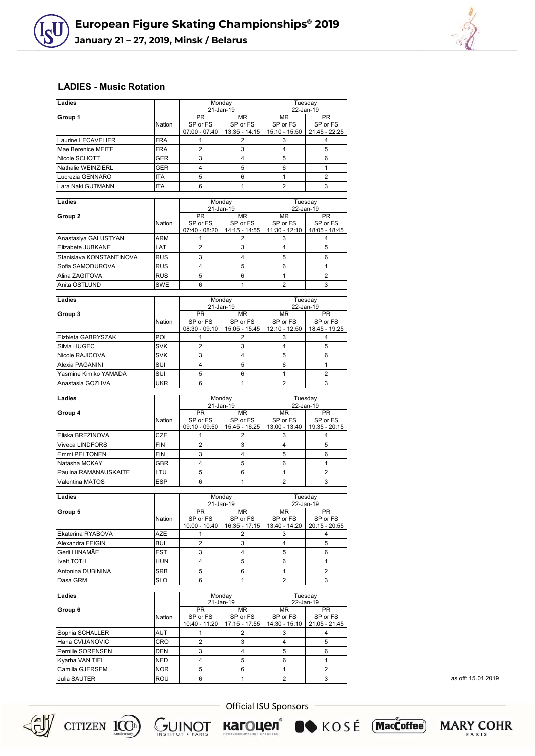## LADIES - Music Rotation

| Ladies | | Monday 21-Jan-19 | | Tuesday 22-Jan-19 | |
|---|---|---|---|---|---|
| **Group 1** | Nation | PR SP or FS 07:00 - 07:40 | MR SP or FS 13:35 - 14:15 | MR SP or FS 15:10 - 15:50 | PR SP or FS 21:45 - 22:25 |
| Laurine LECAVELIER | FRA | 1 | 2 | 3 | 4 |
| Mae Berenice MEITE | FRA | 2 | 3 | 4 | 5 |
| Nicole SCHOTT | GER | 3 | 4 | 5 | 6 |
| Nathalie WEINZIERL | GER | 4 | 5 | 6 | 1 |
| Lucrezia GENNARO | ITA | 5 | 6 | 1 | 2 |
| Lara Naki GUTMANN | ITA | 6 | 1 | 2 | 3 |

| Ladies | | Monday 21-Jan-19 | | Tuesday 22-Jan-19 | |
|---|---|---|---|---|---|
| **Group 2** | Nation | PR SP or FS 07:40 - 08:20 | MR SP or FS 14:15 - 14:55 | MR SP or FS 11:30 - 12:10 | PR SP or FS 18:05 - 18:45 |
| Anastasiya GALUSTYAN | ARM | 1 | 2 | 3 | 4 |
| Elizabete JUBKANE | LAT | 2 | 3 | 4 | 5 |
| Stanislava KONSTANTINOVA | RUS | 3 | 4 | 5 | 6 |
| Sofia SAMODUROVA | RUS | 4 | 5 | 6 | 1 |
| Alina ZAGITOVA | RUS | 5 | 6 | 1 | 2 |
| Anita ÖSTLUND | SWE | 6 | 1 | 2 | 3 |

| Ladies | | Monday 21-Jan-19 | | Tuesday 22-Jan-19 | |
|---|---|---|---|---|---|
| **Group 3** | Nation | PR SP or FS 08:30 - 09:10 | MR SP or FS 15:05 - 15:45 | MR SP or FS 12:10 - 12:50 | PR SP or FS 18:45 - 19:25 |
| Elzbieta GABRYSZAK | POL | 1 | 2 | 3 | 4 |
| Silvia HUGEC | SVK | 2 | 3 | 4 | 5 |
| Nicole RAJICOVA | SVK | 3 | 4 | 5 | 6 |
| Alexia PAGANINI | SUI | 4 | 5 | 6 | 1 |
| Yasmine Kimiko YAMADA | SUI | 5 | 6 | 1 | 2 |
| Anastasia GOZHVA | UKR | 6 | 1 | 2 | 3 |

| Ladies | | Monday 21-Jan-19 | | Tuesday 22-Jan-19 | |
|---|---|---|---|---|---|
| **Group 4** | Nation | PR SP or FS 09:10 - 09:50 | MR SP or FS 15:45 - 16:25 | MR SP or FS 13:00 - 13:40 | PR SP or FS 19:35 - 20:15 |
| Eliska BREZINOVA | CZE | 1 | 2 | 3 | 4 |
| Viveca LINDFORS | FIN | 2 | 3 | 4 | 5 |
| Emmi PELTONEN | FIN | 3 | 4 | 5 | 6 |
| Natasha MCKAY | GBR | 4 | 5 | 6 | 1 |
| Paulina RAMANAUSKAITE | LTU | 5 | 6 | 1 | 2 |
| Valentina MATOS | ESP | 6 | 1 | 2 | 3 |

| Ladies | | Monday 21-Jan-19 | | Tuesday 22-Jan-19 | |
|---|---|---|---|---|---|
| **Group 5** | Nation | PR SP or FS 10:00 - 10:40 | MR SP or FS 16:35 - 17:15 | MR SP or FS 13:40 - 14:20 | PR SP or FS 20:15 - 20:55 |
| Ekaterina RYABOVA | AZE | 1 | 2 | 3 | 4 |
| Alexandra FEIGIN | BUL | 2 | 3 | 4 | 5 |
| Gerli LIINAMÄE | EST | 3 | 4 | 5 | 6 |
| Ivett TOTH | HUN | 4 | 5 | 6 | 1 |
| Antonina DUBININA | SRB | 5 | 6 | 1 | 2 |
| Dasa GRM | SLO | 6 | 1 | 2 | 3 |

| Ladies | | Monday 21-Jan-19 | | Tuesday 22-Jan-19 | |
|---|---|---|---|---|---|
| **Group 6** | Nation | PR SP or FS 10:40 - 11:20 | MR SP or FS 17:15 - 17:55 | MR SP or FS 14:30 - 15:10 | PR SP or FS 21:05 - 21:45 |
| Sophia SCHALLER | AUT | 1 | 2 | 3 | 4 |
| Hana CVIJANOVIC | CRO | 2 | 3 | 4 | 5 |
| Pernille SORENSEN | DEN | 3 | 4 | 5 | 6 |
| Kyarha VAN TIEL | NED | 4 | 5 | 6 | 1 |
| Camilla GJERSEM | NOR | 5 | 6 | 1 | 2 |
| Julia SAUTER | ROU | 6 | 1 | 2 | 3 |

as off: 15.01.2019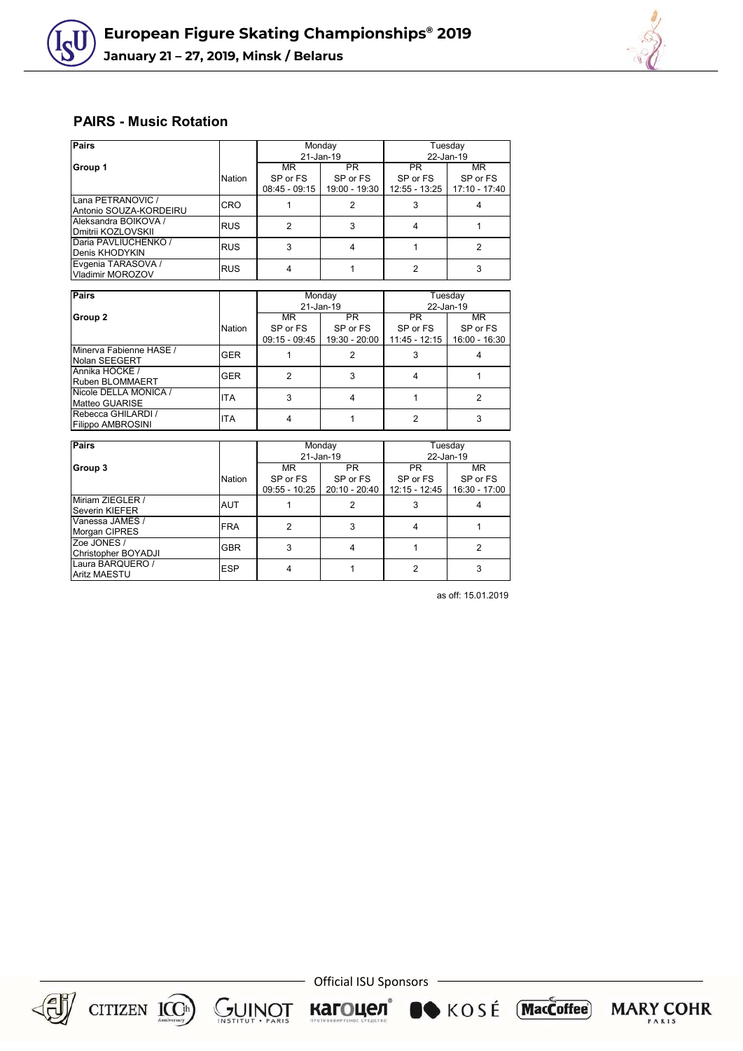## PAIRS - Music Rotation

| Pairs<br>Group 1 | Nation | Monday 21-Jan-19<br>MR<br>SP or FS<br>08:45 - 09:15 | Monday 21-Jan-19<br>PR<br>SP or FS<br>19:00 - 19:30 | Tuesday 22-Jan-19<br>PR<br>SP or FS<br>12:55 - 13:25 | Tuesday 22-Jan-19<br>MR<br>SP or FS<br>17:10 - 17:40 |
|---|---|---|---|---|---|
| Lana PETRANOVIC / Antonio SOUZA-KORDEIRU | CRO | 1 | 2 | 3 | 4 |
| Aleksandra BOIKOVA / Dmitrii KOZLOVSKII | RUS | 2 | 3 | 4 | 1 |
| Daria PAVLIUCHENKO / Denis KHODYKIN | RUS | 3 | 4 | 1 | 2 |
| Evgenia TARASOVA / Vladimir MOROZOV | RUS | 4 | 1 | 2 | 3 |

| Pairs<br>Group 2 | Nation | Monday 21-Jan-19<br>MR<br>SP or FS<br>09:15 - 09:45 | Monday 21-Jan-19<br>PR<br>SP or FS<br>19:30 - 20:00 | Tuesday 22-Jan-19<br>PR<br>SP or FS<br>11:45 - 12:15 | Tuesday 22-Jan-19<br>MR<br>SP or FS<br>16:00 - 16:30 |
|---|---|---|---|---|---|
| Minerva Fabienne HASE / Nolan SEEGERT | GER | 1 | 2 | 3 | 4 |
| Annika HOCKE / Ruben BLOMMAERT | GER | 2 | 3 | 4 | 1 |
| Nicole DELLA MONICA / Matteo GUARISE | ITA | 3 | 4 | 1 | 2 |
| Rebecca GHILARDI / Filippo AMBROSINI | ITA | 4 | 1 | 2 | 3 |

| Pairs<br>Group 3 | Nation | Monday 21-Jan-19<br>MR<br>SP or FS<br>09:55 - 10:25 | Monday 21-Jan-19<br>PR<br>SP or FS<br>20:10 - 20:40 | Tuesday 22-Jan-19<br>PR<br>SP or FS<br>12:15 - 12:45 | Tuesday 22-Jan-19<br>MR<br>SP or FS<br>16:30 - 17:00 |
|---|---|---|---|---|---|
| Miriam ZIEGLER / Severin KIEFER | AUT | 1 | 2 | 3 | 4 |
| Vanessa JAMES / Morgan CIPRES | FRA | 2 | 3 | 4 | 1 |
| Zoe JONES / Christopher BOYADJI | GBR | 3 | 4 | 1 | 2 |
| Laura BARQUERO / Aritz MAESTU | ESP | 4 | 1 | 2 | 3 |

as off: 15.01.2019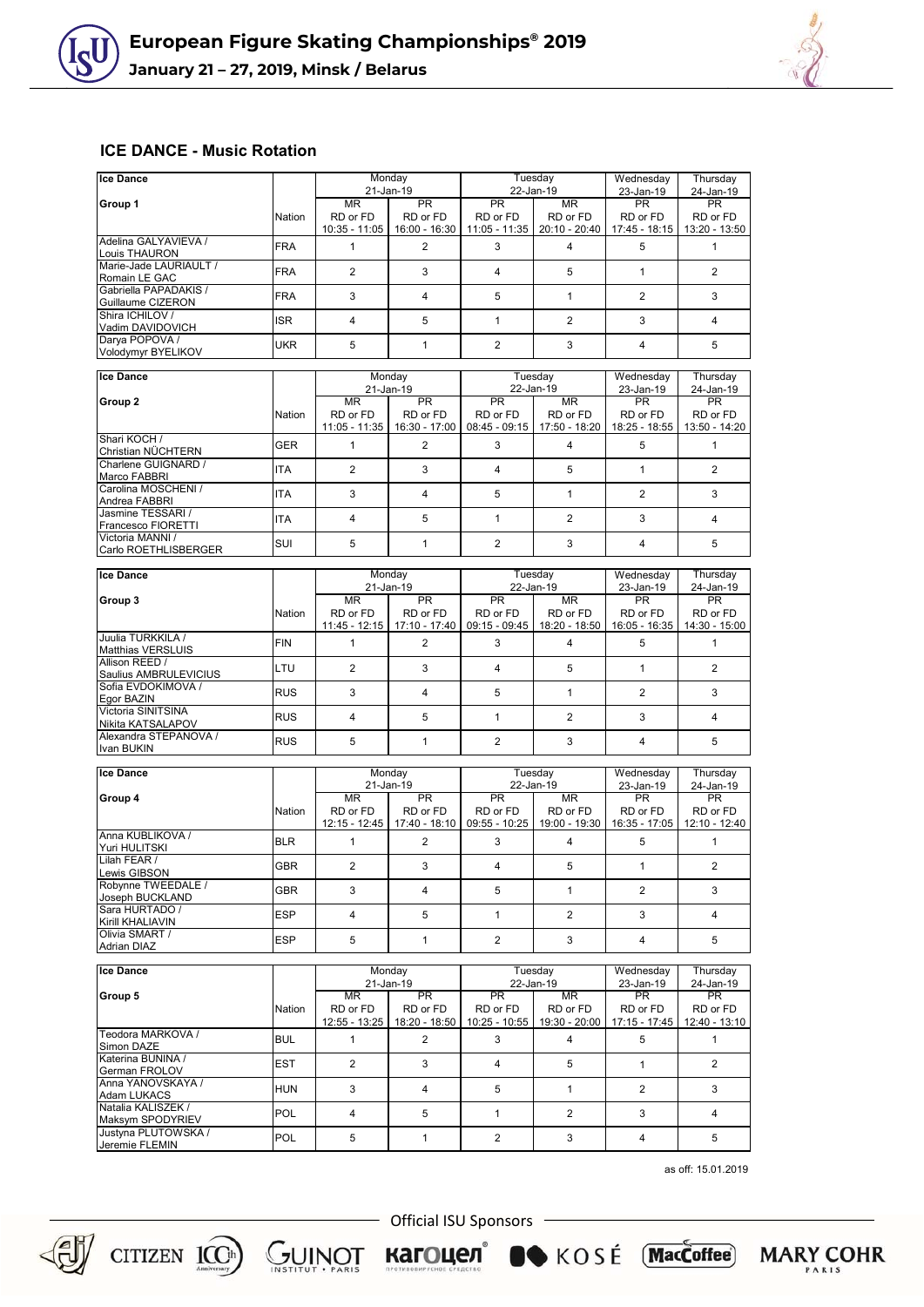## ICE DANCE - Music Rotation

| Ice Dance | | Monday | | Tuesday | | Wednesday | Thursday |
|---|---|---|---|---|---|---|---|
| | | 21-Jan-19 | | 22-Jan-19 | | 23-Jan-19 | 24-Jan-19 |
| **Group 1** | Nation | MR RD or FD 10:35 - 11:05 | PR RD or FD 16:00 - 16:30 | PR RD or FD 11:05 - 11:35 | MR RD or FD 20:10 - 20:40 | PR RD or FD 17:45 - 18:15 | PR RD or FD 13:20 - 13:50 |
| Adelina GALYAVIEVA / Louis THAURON | FRA | 1 | 2 | 3 | 4 | 5 | 1 |
| Marie-Jade LAURIAULT / Romain LE GAC | FRA | 2 | 3 | 4 | 5 | 1 | 2 |
| Gabriella PAPADAKIS / Guillaume CIZERON | FRA | 3 | 4 | 5 | 1 | 2 | 3 |
| Shira ICHILOV / Vadim DAVIDOVICH | ISR | 4 | 5 | 1 | 2 | 3 | 4 |
| Darya POPOVA / Volodymyr BYELIKOV | UKR | 5 | 1 | 2 | 3 | 4 | 5 |

| Ice Dance | | Monday | | Tuesday | | Wednesday | Thursday |
|---|---|---|---|---|---|---|---|
| | | 21-Jan-19 | | 22-Jan-19 | | 23-Jan-19 | 24-Jan-19 |
| **Group 2** | Nation | MR RD or FD 11:05 - 11:35 | PR RD or FD 16:30 - 17:00 | PR RD or FD 08:45 - 09:15 | MR RD or FD 17:50 - 18:20 | PR RD or FD 18:25 - 18:55 | PR RD or FD 13:50 - 14:20 |
| Shari KOCH / Christian NÜCHTERN | GER | 1 | 2 | 3 | 4 | 5 | 1 |
| Charlene GUIGNARD / Marco FABBRI | ITA | 2 | 3 | 4 | 5 | 1 | 2 |
| Carolina MOSCHENI / Andrea FABBRI | ITA | 3 | 4 | 5 | 1 | 2 | 3 |
| Jasmine TESSARI / Francesco FIORETTI | ITA | 4 | 5 | 1 | 2 | 3 | 4 |
| Victoria MANNI / Carlo ROETHLISBERGER | SUI | 5 | 1 | 2 | 3 | 4 | 5 |

| Ice Dance | | Monday | | Tuesday | | Wednesday | Thursday |
|---|---|---|---|---|---|---|---|
| | | 21-Jan-19 | | 22-Jan-19 | | 23-Jan-19 | 24-Jan-19 |
| **Group 3** | Nation | MR RD or FD 11:45 - 12:15 | PR RD or FD 17:10 - 17:40 | PR RD or FD 09:15 - 09:45 | MR RD or FD 18:20 - 18:50 | PR RD or FD 16:05 - 16:35 | PR RD or FD 14:30 - 15:00 |
| Juulia TURKKILA / Matthias VERSLUIS | FIN | 1 | 2 | 3 | 4 | 5 | 1 |
| Allison REED / Saulius AMBRULEVICIUS | LTU | 2 | 3 | 4 | 5 | 1 | 2 |
| Sofia EVDOKIMOVA / Egor BAZIN | RUS | 3 | 4 | 5 | 1 | 2 | 3 |
| Victoria SINITSINA Nikita KATSALAPOV | RUS | 4 | 5 | 1 | 2 | 3 | 4 |
| Alexandra STEPANOVA / Ivan BUKIN | RUS | 5 | 1 | 2 | 3 | 4 | 5 |

| Ice Dance | | Monday | | Tuesday | | Wednesday | Thursday |
|---|---|---|---|---|---|---|---|
| | | 21-Jan-19 | | 22-Jan-19 | | 23-Jan-19 | 24-Jan-19 |
| **Group 4** | Nation | MR RD or FD 12:15 - 12:45 | PR RD or FD 17:40 - 18:10 | PR RD or FD 09:55 - 10:25 | MR RD or FD 19:00 - 19:30 | PR RD or FD 16:35 - 17:05 | PR RD or FD 12:10 - 12:40 |
| Anna KUBLIKOVA / Yuri HULITSKI | BLR | 1 | 2 | 3 | 4 | 5 | 1 |
| Lilah FEAR / Lewis GIBSON | GBR | 2 | 3 | 4 | 5 | 1 | 2 |
| Robynne TWEEDALE / Joseph BUCKLAND | GBR | 3 | 4 | 5 | 1 | 2 | 3 |
| Sara HURTADO / Kirill KHALIAVIN | ESP | 4 | 5 | 1 | 2 | 3 | 4 |
| Olivia SMART / Adrian DIAZ | ESP | 5 | 1 | 2 | 3 | 4 | 5 |

| Ice Dance | | Monday | | Tuesday | | Wednesday | Thursday |
|---|---|---|---|---|---|---|---|
| | | 21-Jan-19 | | 22-Jan-19 | | 23-Jan-19 | 24-Jan-19 |
| **Group 5** | Nation | MR RD or FD 12:55 - 13:25 | PR RD or FD 18:20 - 18:50 | PR RD or FD 10:25 - 10:55 | MR RD or FD 19:30 - 20:00 | PR RD or FD 17:15 - 17:45 | PR RD or FD 12:40 - 13:10 |
| Teodora MARKOVA / Simon DAZE | BUL | 1 | 2 | 3 | 4 | 5 | 1 |
| Katerina BUNINA / German FROLOV | EST | 2 | 3 | 4 | 5 | 1 | 2 |
| Anna YANOVSKAYA / Adam LUKACS | HUN | 3 | 4 | 5 | 1 | 2 | 3 |
| Natalia KALISZEK / Maksym SPODYRIEV | POL | 4 | 5 | 1 | 2 | 3 | 4 |
| Justyna PLUTOWSKA / Jeremie FLEMIN | POL | 5 | 1 | 2 | 3 | 4 | 5 |

as off: 15.01.2019